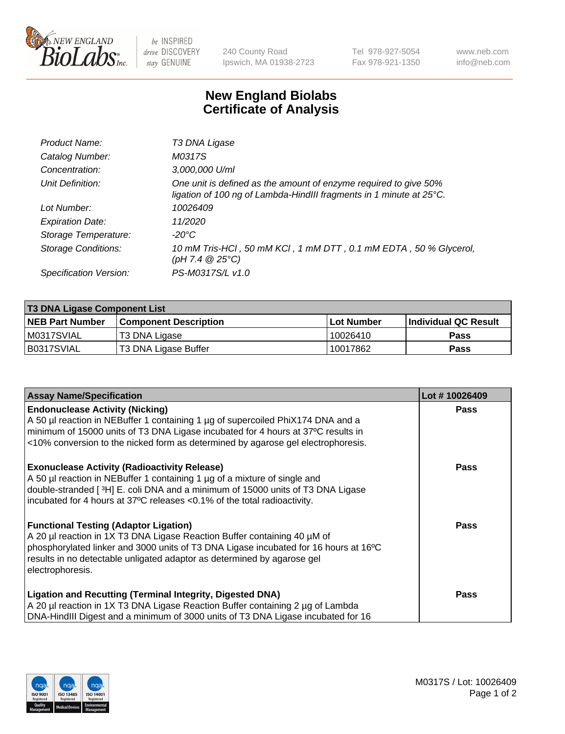New England BioLabs Inc. — be INSPIRED drive DISCOVERY stay GENUINE

240 County Road
Ipswich, MA 01938-2723

Tel 978-927-5054
Fax 978-921-1350

www.neb.com
info@neb.com

# New England Biolabs
# Certificate of Analysis

| | |
|---|---|
| *Product Name:* | *T3 DNA Ligase* |
| *Catalog Number:* | *M0317S* |
| *Concentration:* | *3,000,000 U/ml* |
| *Unit Definition:* | *One unit is defined as the amount of enzyme required to give 50% ligation of 100 ng of Lambda-HindIII fragments in 1 minute at 25°C.* |
| *Lot Number:* | *10026409* |
| *Expiration Date:* | *11/2020* |
| *Storage Temperature:* | *-20°C* |
| *Storage Conditions:* | *10 mM Tris-HCl , 50 mM KCl , 1 mM DTT , 0.1 mM EDTA , 50 % Glycerol, (pH 7.4 @ 25°C)* |
| *Specification Version:* | *PS-M0317S/L v1.0* |

| **T3 DNA Ligase Component List** | | | |
|---|---|---|---|
| **NEB Part Number** | **Component Description** | **Lot Number** | **Individual QC Result** |
| M0317SVIAL | T3 DNA Ligase | 10026410 | **Pass** |
| B0317SVIAL | T3 DNA Ligase Buffer | 10017862 | **Pass** |

| **Assay Name/Specification** | **Lot # 10026409** |
|---|---|
| **Endonuclease Activity (Nicking)**<br>A 50 µl reaction in NEBuffer 1 containing 1 µg of supercoiled PhiX174 DNA and a minimum of 15000 units of T3 DNA Ligase incubated for 4 hours at 37ºC results in <10% conversion to the nicked form as determined by agarose gel electrophoresis. | **Pass** |
| **Exonuclease Activity (Radioactivity Release)**<br>A 50 µl reaction in NEBuffer 1 containing 1 µg of a mixture of single and double-stranded [ $^{3}$H] E. coli DNA and a minimum of 15000 units of T3 DNA Ligase incubated for 4 hours at 37ºC releases <0.1% of the total radioactivity. | **Pass** |
| **Functional Testing (Adaptor Ligation)**<br>A 20 µl reaction in 1X T3 DNA Ligase Reaction Buffer containing 40 µM of phosphorylated linker and 3000 units of T3 DNA Ligase incubated for 16 hours at 16ºC results in no detectable unligated adaptor as determined by agarose gel electrophoresis. | **Pass** |
| **Ligation and Recutting (Terminal Integrity, Digested DNA)**<br>A 20 µl reaction in 1X T3 DNA Ligase Reaction Buffer containing 2 µg of Lambda DNA-HindIII Digest and a minimum of 3000 units of T3 DNA Ligase incubated for 16 | **Pass** |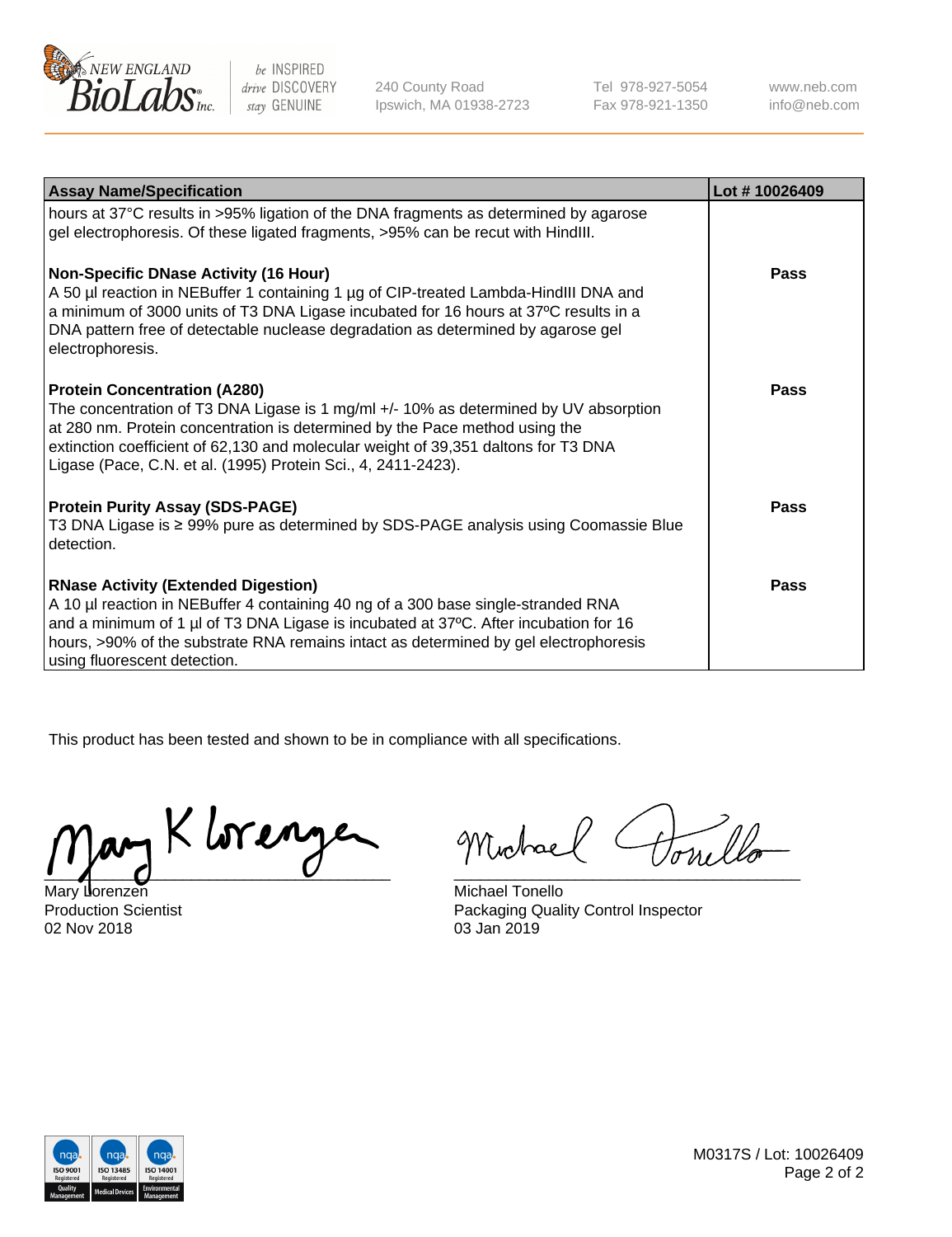| Assay Name/Specification | Lot # 10026409 |
|---|---|
| hours at 37°C results in >95% ligation of the DNA fragments as determined by agarose gel electrophoresis. Of these ligated fragments, >95% can be recut with HindIII. | |
| **Non-Specific DNase Activity (16 Hour)** A 50 µl reaction in NEBuffer 1 containing 1 µg of CIP-treated Lambda-HindIII DNA and a minimum of 3000 units of T3 DNA Ligase incubated for 16 hours at 37ºC results in a DNA pattern free of detectable nuclease degradation as determined by agarose gel electrophoresis. | Pass |
| **Protein Concentration (A280)** The concentration of T3 DNA Ligase is 1 mg/ml +/- 10% as determined by UV absorption at 280 nm. Protein concentration is determined by the Pace method using the extinction coefficient of 62,130 and molecular weight of 39,351 daltons for T3 DNA Ligase (Pace, C.N. et al. (1995) Protein Sci., 4, 2411-2423). | Pass |
| **Protein Purity Assay (SDS-PAGE)** T3 DNA Ligase is ≥ 99% pure as determined by SDS-PAGE analysis using Coomassie Blue detection. | Pass |
| **RNase Activity (Extended Digestion)** A 10 µl reaction in NEBuffer 4 containing 40 ng of a 300 base single-stranded RNA and a minimum of 1 µl of T3 DNA Ligase is incubated at 37ºC. After incubation for 16 hours, >90% of the substrate RNA remains intact as determined by gel electrophoresis using fluorescent detection. | Pass |

This product has been tested and shown to be in compliance with all specifications.

Mary Lorenzen
Production Scientist
02 Nov 2018

Michael Tonello
Packaging Quality Control Inspector
03 Jan 2019

M0317S / Lot: 10026409